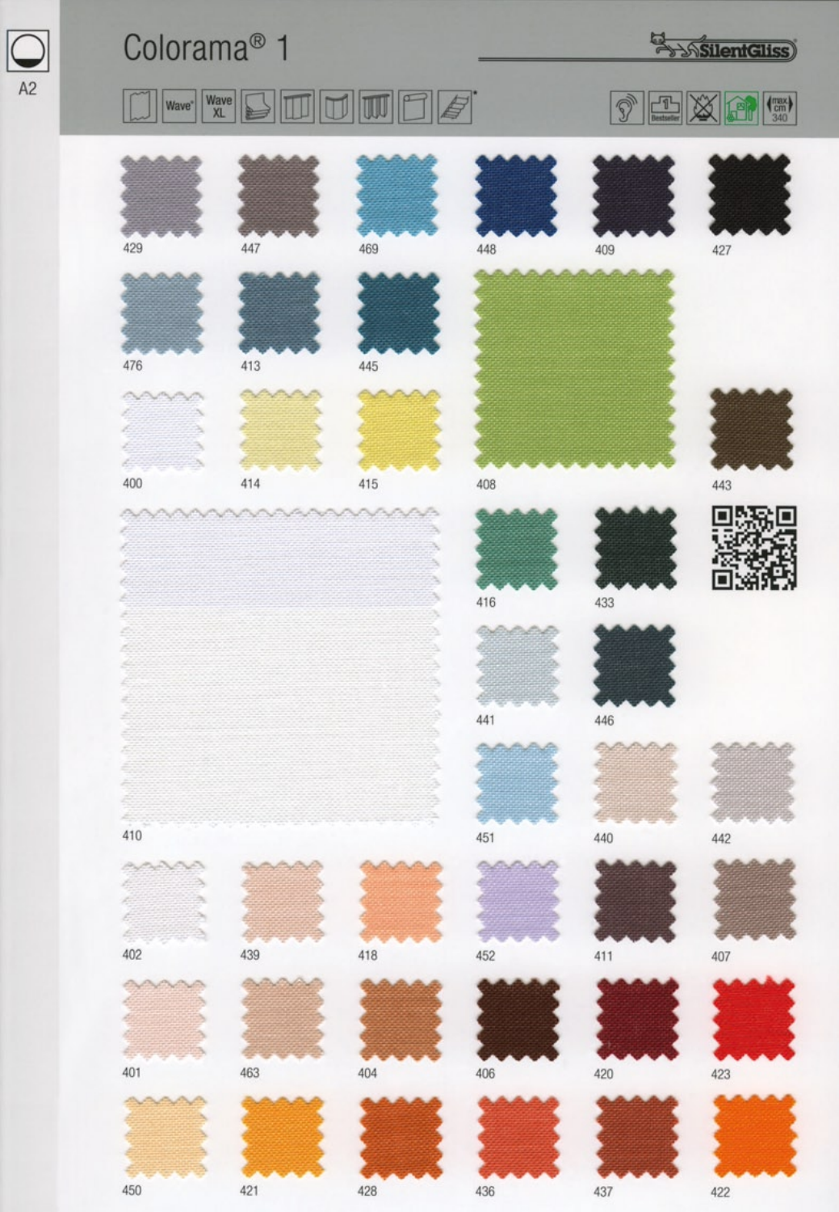A2

# Colorama® 1

SilentGliss

Wave Wave XL

Bestseller

max cm 340

429 447 469 448 409 427

476 413 445 408

400 414 415 443

416 433

441 446

410 451 440 442

402 439 418 452 411 407

401 463 404 406 420 423

450 421 428 436 437 422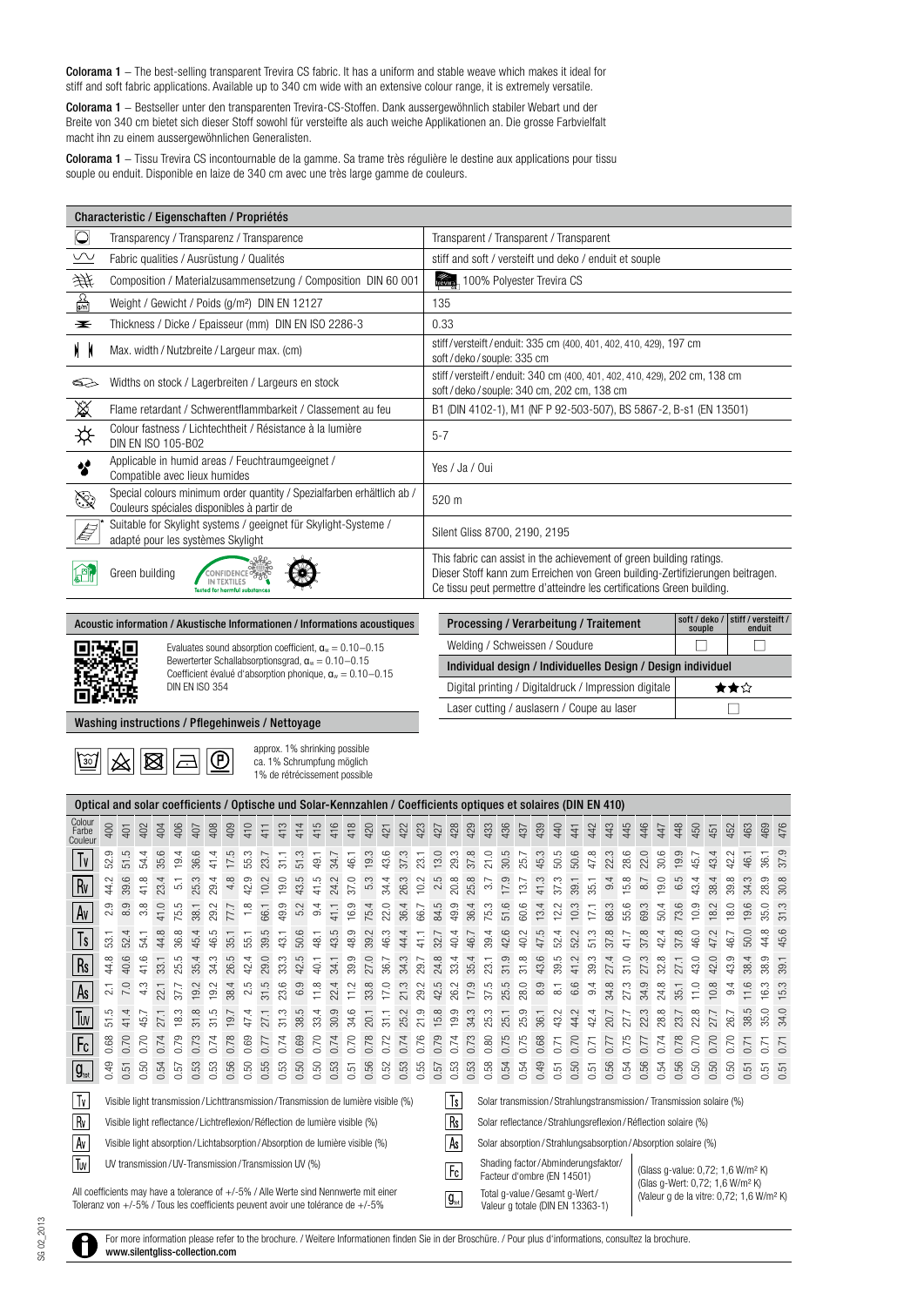**Colorama 1** – The best-selling transparent Trevira CS fabric. It has a uniform and stable weave which makes it ideal for stiff and soft fabric applications. Available up to 340 cm wide with an extensive colour range, it is extremely versatile.

**Colorama 1** – Bestseller unter den transparenten Trevira-CS-Stoffen. Dank aussergewöhnlich stabiler Webart und der Breite von 340 cm bietet sich dieser Stoff sowohl für versteifte als auch weiche Applikationen an. Die grosse Farbvielfalt macht ihn zu einem aussergewöhnlichen Generalisten.

**Colorama 1** – Tissu Trevira CS incontournable de la gamme. Sa trame très régulière le destine aux applications pour tissu souple ou enduit. Disponible en laize de 340 cm avec une très large gamme de couleurs.

| Characteristic / Eigenschaften / Propriétés | |
|---|---|
| Transparency / Transparenz / Transparence | Transparent / Transparent / Transparent |
| Fabric qualities / Ausrüstung / Qualités | stiff and soft / versteift und deko / enduit et souple |
| Composition / Materialzusammensetzung / Composition DIN 60 001 | 100% Polyester Trevira CS |
| Weight / Gewicht / Poids (g/m²) DIN EN 12127 | 135 |
| Thickness / Dicke / Epaisseur (mm) DIN EN ISO 2286-3 | 0.33 |
| Max. width / Nutzbreite / Largeur max. (cm) | stiff / versteift / enduit: 335 cm (400, 401, 402, 410, 429), 197 cm<br>soft / deko / souple: 335 cm |
| Widths on stock / Lagerbreiten / Largeurs en stock | stiff / versteift / enduit: 340 cm (400, 401, 402, 410, 429), 202 cm, 138 cm<br>soft / deko / souple: 340 cm, 202 cm, 138 cm |
| Flame retardant / Schwerentflammbarkeit / Classement au feu | B1 (DIN 4102-1), M1 (NF P 92-503-507), BS 5867-2, B-s1 (EN 13501) |
| Colour fastness / Lichtechtheit / Résistance à la lumière DIN EN ISO 105-B02 | 5-7 |
| Applicable in humid areas / Feuchtraumgeeignet / Compatible avec lieux humides | Yes / Ja / Oui |
| Special colours minimum order quantity / Spezialfarben erhältlich ab / Couleurs spéciales disponibles à partir de | 520 m |
| Suitable for Skylight systems / geeignet für Skylight-Systeme / adapté pour les systèmes Skylight | Silent Gliss 8700, 2190, 2195 |
| Green building — CONFIDENCE IN TEXTILES Tested for harmful substances | This fabric can assist in the achievement of green building ratings.<br>Dieser Stoff kann zum Erreichen von Green building-Zertifizierungen beitragen.<br>Ce tissu peut permettre d'atteindre les certifications Green building. |

## Acoustic information / Akustische Informationen / Informations acoustiques

Evaluates sound absorption coefficient, $\alpha_w = 0.10 – 0.15$
Bewerterter Schallabsorptionsgrad, $\alpha_w = 0.10 – 0.15$
Coefficient évalué d'absorption phonique, $\alpha_w = 0.10 – 0.15$
DIN EN ISO 354

## Washing instructions / Pflegehinweis / Nettoyage

approx. 1% shrinking possible
ca. 1% Schrumpfung möglich
1% de rétrécissement possible

| Processing / Verarbeitung / Traitement | soft / deko / souple | stiff / versteift / enduit |
|---|---|---|
| Welding / Schweissen / Soudure | ☐ | ☐ |
| **Individual design / Individuelles Design / Design individuel** | | |
| Digital printing / Digitaldruck / Impression digitale | ★★☆ | |
| Laser cutting / auslasern / Coupe au laser | ☐ | |

## Optical and solar coefficients / Optische und Solar-Kennzahlen / Coefficients optiques et solaires (DIN EN 410)

| Colour Farbe Couleur | 400 | 401 | 402 | 404 | 406 | 407 | 408 | 409 | 410 | 411 | 413 | 414 | 415 | 416 | 418 | 420 | 421 | 422 | 423 | 427 | 428 | 429 | 433 | 436 | 437 | 439 | 440 | 441 | 442 | 443 | 445 | 446 | 447 | 448 | 450 | 451 | 452 | 463 | 469 | 476 |
|---|---|---|---|---|---|---|---|---|---|---|---|---|---|---|---|---|---|---|---|---|---|---|---|---|---|---|---|---|---|---|---|---|---|---|---|---|---|---|---|---|
| Tv | 52.9 | 51.5 | 54.4 | 35.6 | 19.4 | 36.6 | 41.4 | 17.5 | 55.3 | 23.7 | 31.1 | 51.3 | 49.1 | 34.7 | 46.1 | 19.3 | 43.6 | 37.3 | 23.1 | 13.0 | 29.3 | 37.8 | 21.0 | 30.5 | 25.7 | 45.3 | 50.5 | 50.6 | 47.8 | 22.3 | 28.6 | 22.0 | 30.6 | 19.9 | 45.7 | 43.4 | 42.2 | 46.1 | 36.1 | 37.9 |
| Rv | 44.2 | 39.6 | 41.8 | 23.4 | 5.1 | 25.3 | 29.4 | 4.8 | 42.9 | 10.2 | 19.0 | 43.5 | 41.5 | 24.2 | 37.0 | 5.3 | 34.4 | 26.3 | 10.2 | 2.5 | 20.8 | 25.8 | 3.7 | 17.9 | 13.7 | 41.3 | 37.3 | 39.1 | 35.1 | 9.4 | 15.8 | 8.7 | 19.0 | 6.5 | 43.4 | 38.4 | 39.8 | 34.3 | 28.9 | 30.8 |
| Av | 2.9 | 8.9 | 3.8 | 41.0 | 75.5 | 38.1 | 29.2 | 77.7 | 1.8 | 66.1 | 49.9 | 5.2 | 9.4 | 41.1 | 16.9 | 75.4 | 22.0 | 36.4 | 66.7 | 84.5 | 49.9 | 36.4 | 75.3 | 51.6 | 60.6 | 13.4 | 12.2 | 10.3 | 17.1 | 68.3 | 55.6 | 69.3 | 50.4 | 73.6 | 10.9 | 18.2 | 18.0 | 19.6 | 35.0 | 31.3 |
| Ts | 53.1 | 52.4 | 54.1 | 44.8 | 36.8 | 45.4 | 46.5 | 35.1 | 55.1 | 39.5 | 43.1 | 50.6 | 48.1 | 43.5 | 48.9 | 39.2 | 46.3 | 44.4 | 41.1 | 32.7 | 40.4 | 46.7 | 39.4 | 42.6 | 40.2 | 47.5 | 52.4 | 52.2 | 51.3 | 37.8 | 41.7 | 37.8 | 42.4 | 37.8 | 46.0 | 47.2 | 46.7 | 50.0 | 44.8 | 45.6 |
| Rs | 44.8 | 40.6 | 41.6 | 33.1 | 25.5 | 35.4 | 34.3 | 26.5 | 42.4 | 29.0 | 33.3 | 42.5 | 40.1 | 34.1 | 39.9 | 27.0 | 36.7 | 34.3 | 29.7 | 24.8 | 33.4 | 35.4 | 23.1 | 31.9 | 31.8 | 43.6 | 39.5 | 41.2 | 39.3 | 27.4 | 31.0 | 27.3 | 32.8 | 27.1 | 43.0 | 42.0 | 43.9 | 38.4 | 38.9 | 39.1 |
| As | 2.1 | 7.0 | 4.3 | 22.1 | 37.7 | 19.2 | 19.2 | 38.4 | 2.5 | 31.5 | 23.6 | 6.9 | 11.8 | 22.4 | 11.2 | 33.8 | 17.0 | 21.3 | 29.2 | 42.5 | 26.2 | 17.9 | 37.5 | 25.5 | 28.0 | 8.9 | 8.1 | 6.6 | 9.4 | 34.8 | 27.3 | 34.9 | 24.8 | 35.1 | 11.0 | 10.8 | 9.4 | 11.6 | 16.3 | 15.3 |
| Tuv | 51.5 | 41.4 | 45.7 | 27.1 | 18.3 | 31.8 | 31.5 | 19.7 | 47.4 | 27.1 | 31.3 | 38.5 | 33.4 | 30.9 | 34.6 | 20.1 | 31.1 | 25.2 | 21.9 | 15.8 | 19.9 | 34.3 | 25.3 | 25.1 | 25.9 | 36.1 | 43.2 | 44.2 | 42.4 | 20.7 | 27.7 | 22.3 | 28.8 | 23.7 | 22.8 | 27.7 | 26.7 | 38.5 | 35.0 | 34.0 |
| Fc | 0.68 | 0.70 | 0.70 | 0.74 | 0.79 | 0.73 | 0.74 | 0.78 | 0.69 | 0.77 | 0.74 | 0.69 | 0.70 | 0.74 | 0.70 | 0.78 | 0.72 | 0.74 | 0.76 | 0.79 | 0.74 | 0.73 | 0.80 | 0.75 | 0.75 | 0.68 | 0.71 | 0.70 | 0.71 | 0.77 | 0.75 | 0.77 | 0.74 | 0.78 | 0.70 | 0.70 | 0.70 | 0.71 | 0.71 | 0.71 |
| $g_{tot}$ | 0.49 | 0.51 | 0.50 | 0.54 | 0.57 | 0.53 | 0.53 | 0.56 | 0.50 | 0.55 | 0.53 | 0.50 | 0.50 | 0.53 | 0.51 | 0.56 | 0.52 | 0.53 | 0.55 | 0.57 | 0.54 | 0.53 | 0.58 | 0.54 | 0.54 | 0.49 | 0.51 | 0.50 | 0.51 | 0.56 | 0.54 | 0.56 | 0.54 | 0.56 | 0.50 | 0.50 | 0.50 | 0.51 | 0.51 | 0.51 |

Tv — Visible light transmission / Lichttransmission / Transmission de lumière visible (%)
Rv — Visible light reflectance / Lichtreflexion / Réflection de lumière visible (%)
Av — Visible light absorption / Lichtabsorption / Absorption de lumière visible (%)
Tuv — UV transmission / UV-Transmission / Transmission UV (%)

Ts — Solar transmission / Strahlungstransmission / Transmission solaire (%)
Rs — Solar reflectance / Strahlungsreflexion / Réflection solaire (%)
As — Solar absorption / Strahlungsabsorption / Absorption solaire (%)
Fc — Shading factor / Abminderungsfaktor / Facteur d'ombre (EN 14501)
$g_{tot}$ — Total g-value / Gesamt g-Wert / Valeur g totale (DIN EN 13363-1)

(Glass g-value: 0.72; 1,6 W/m² K)
(Glas g-Wert: 0,72; 1,6 W/m² K)
(Valeur g de la vitre: 0,72; 1,6 W/m² K)

All coefficients may have a tolerance of +/-5% / Alle Werte sind Nennwerte mit einer Toleranz von +/-5% / Tous les coefficients peuvent avoir une tolérance de +/-5%

For more information please refer to the brochure. / Weitere Informationen finden Sie in der Broschüre. / Pour plus d'informations, consultez la brochure.
**www.silentgliss-collection.com**